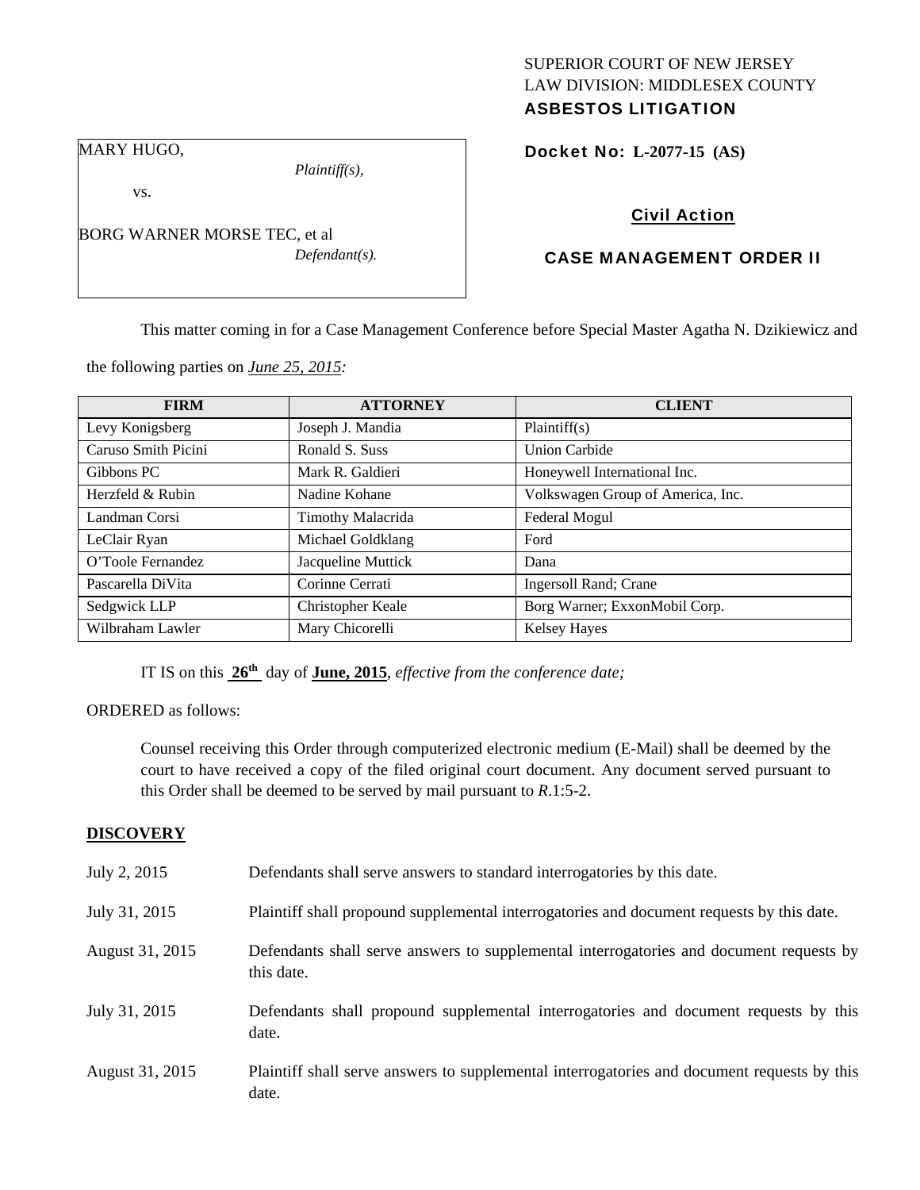SUPERIOR COURT OF NEW JERSEY
LAW DIVISION: MIDDLESEX COUNTY
**ASBESTOS LITIGATION**

MARY HUGO,
*Plaintiff(s),*

vs.

BORG WARNER MORSE TEC, et al
*Defendant(s).*

**Docket No: L-2077-15 (AS)**

**Civil Action**

**CASE MANAGEMENT ORDER II**

This matter coming in for a Case Management Conference before Special Master Agatha N. Dzikiewicz and the following parties on ***June 25, 2015***:

| FIRM | ATTORNEY | CLIENT |
|---|---|---|
| Levy Konigsberg | Joseph J. Mandia | Plaintiff(s) |
| Caruso Smith Picini | Ronald S. Suss | Union Carbide |
| Gibbons PC | Mark R. Galdieri | Honeywell International Inc. |
| Herzfeld & Rubin | Nadine Kohane | Volkswagen Group of America, Inc. |
| Landman Corsi | Timothy Malacrida | Federal Mogul |
| LeClair Ryan | Michael Goldklang | Ford |
| O'Toole Fernandez | Jacqueline Muttick | Dana |
| Pascarella DiVita | Corinne Cerrati | Ingersoll Rand; Crane |
| Sedgwick LLP | Christopher Keale | Borg Warner; ExxonMobil Corp. |
| Wilbraham Lawler | Mary Chicorelli | Kelsey Hayes |

IT IS on this **26th** day of **June, 2015**, *effective from the conference date;*

ORDERED as follows:

Counsel receiving this Order through computerized electronic medium (E-Mail) shall be deemed by the court to have received a copy of the filed original court document. Any document served pursuant to this Order shall be deemed to be served by mail pursuant to *R*.1:5-2.

**DISCOVERY**

| | |
|---|---|
| July 2, 2015 | Defendants shall serve answers to standard interrogatories by this date. |
| July 31, 2015 | Plaintiff shall propound supplemental interrogatories and document requests by this date. |
| August 31, 2015 | Defendants shall serve answers to supplemental interrogatories and document requests by this date. |
| July 31, 2015 | Defendants shall propound supplemental interrogatories and document requests by this date. |
| August 31, 2015 | Plaintiff shall serve answers to supplemental interrogatories and document requests by this date. |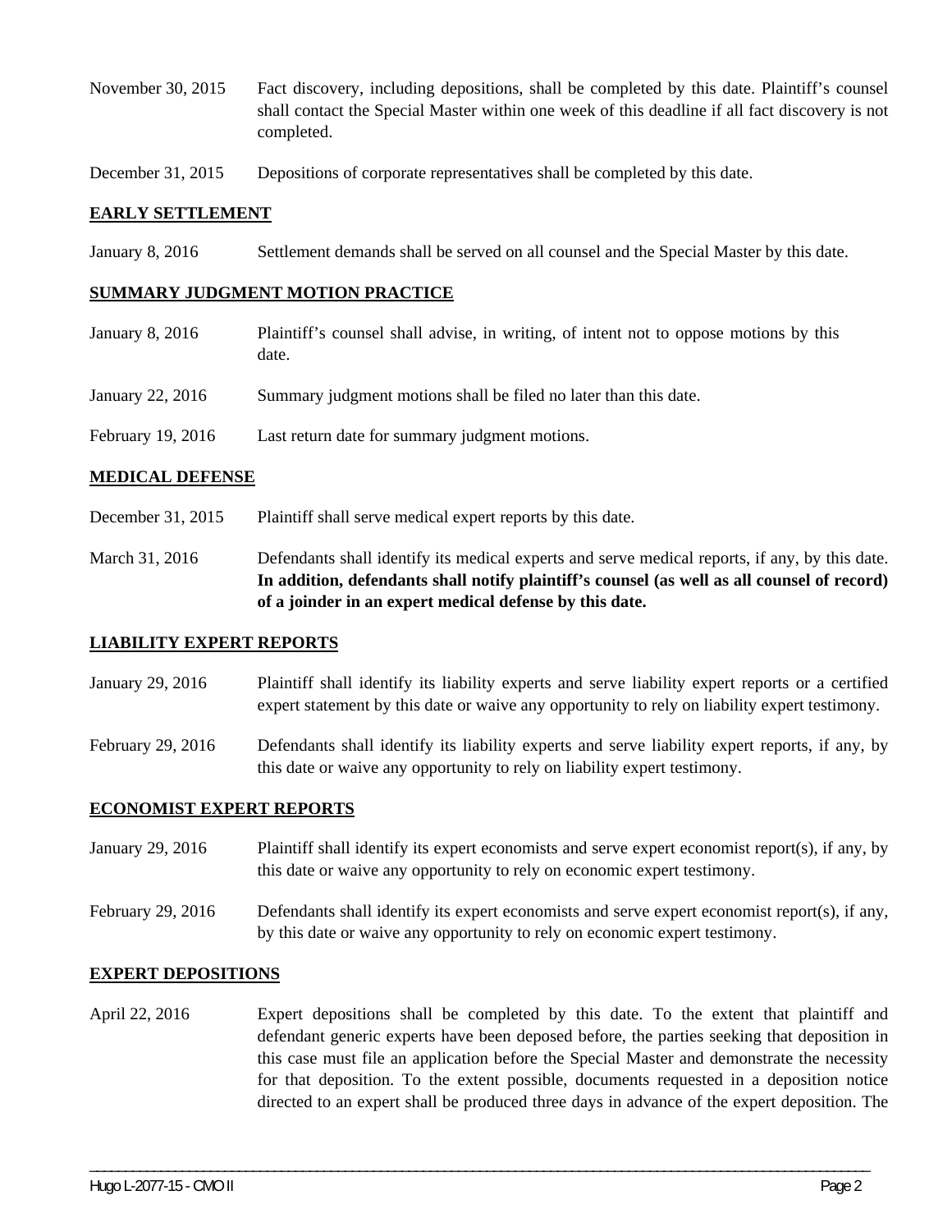| | |
|---|---|
| November 30, 2015 | Fact discovery, including depositions, shall be completed by this date. Plaintiff's counsel shall contact the Special Master within one week of this deadline if all fact discovery is not completed. |
| December 31, 2015 | Depositions of corporate representatives shall be completed by this date. |

## EARLY SETTLEMENT

| | |
|---|---|
| January 8, 2016 | Settlement demands shall be served on all counsel and the Special Master by this date. |

## SUMMARY JUDGMENT MOTION PRACTICE

| | |
|---|---|
| January 8, 2016 | Plaintiff's counsel shall advise, in writing, of intent not to oppose motions by this date. |
| January 22, 2016 | Summary judgment motions shall be filed no later than this date. |
| February 19, 2016 | Last return date for summary judgment motions. |

## MEDICAL DEFENSE

| | |
|---|---|
| December 31, 2015 | Plaintiff shall serve medical expert reports by this date. |
| March 31, 2016 | Defendants shall identify its medical experts and serve medical reports, if any, by this date. **In addition, defendants shall notify plaintiff's counsel (as well as all counsel of record) of a joinder in an expert medical defense by this date.** |

## LIABILITY EXPERT REPORTS

| | |
|---|---|
| January 29, 2016 | Plaintiff shall identify its liability experts and serve liability expert reports or a certified expert statement by this date or waive any opportunity to rely on liability expert testimony. |
| February 29, 2016 | Defendants shall identify its liability experts and serve liability expert reports, if any, by this date or waive any opportunity to rely on liability expert testimony. |

## ECONOMIST EXPERT REPORTS

| | |
|---|---|
| January 29, 2016 | Plaintiff shall identify its expert economists and serve expert economist report(s), if any, by this date or waive any opportunity to rely on economic expert testimony. |
| February 29, 2016 | Defendants shall identify its expert economists and serve expert economist report(s), if any, by this date or waive any opportunity to rely on economic expert testimony. |

## EXPERT DEPOSITIONS

| | |
|---|---|
| April 22, 2016 | Expert depositions shall be completed by this date. To the extent that plaintiff and defendant generic experts have been deposed before, the parties seeking that deposition in this case must file an application before the Special Master and demonstrate the necessity for that deposition. To the extent possible, documents requested in a deposition notice directed to an expert shall be produced three days in advance of the expert deposition. The |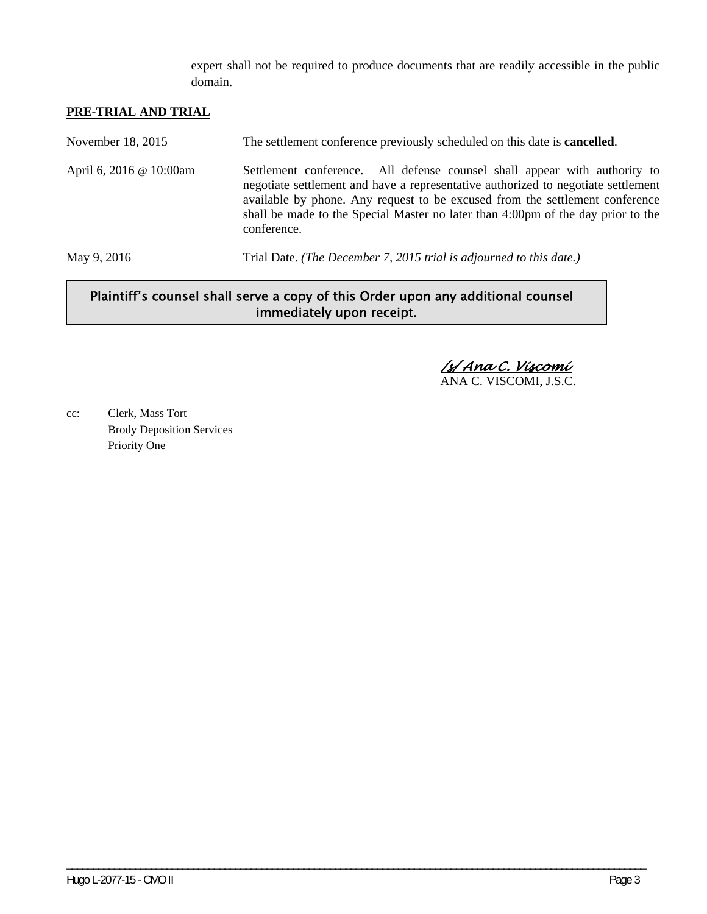expert shall not be required to produce documents that are readily accessible in the public domain.

**PRE-TRIAL AND TRIAL**

| | |
|---|---|
| November 18, 2015 | The settlement conference previously scheduled on this date is **cancelled**. |
| April 6, 2016 @ 10:00am | Settlement conference. All defense counsel shall appear with authority to negotiate settlement and have a representative authorized to negotiate settlement available by phone. Any request to be excused from the settlement conference shall be made to the Special Master no later than 4:00pm of the day prior to the conference. |
| May 9, 2016 | Trial Date. *(The December 7, 2015 trial is adjourned to this date.)* |

**Plaintiff's counsel shall serve a copy of this Order upon any additional counsel immediately upon receipt.**

*/s/ Ana C. Viscomi*
ANA C. VISCOMI, J.S.C.

cc: Clerk, Mass Tort
Brody Deposition Services
Priority One